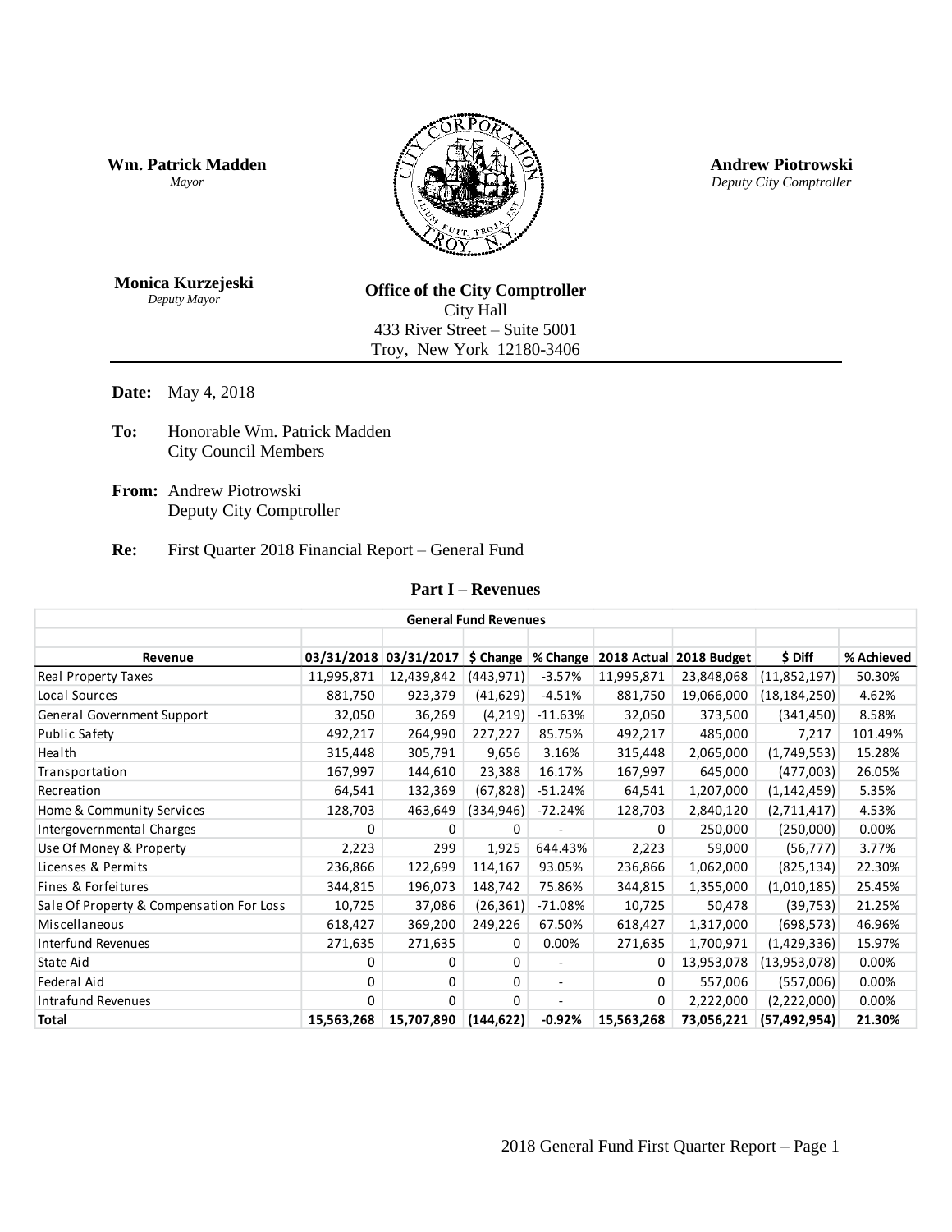**Wm. Patrick Madden**
*Mayor*

**Andrew Piotrowski**
*Deputy City Comptroller*

**Monica Kurzejeski**
*Deputy Mayor*

**Office of the City Comptroller**
City Hall
433 River Street – Suite 5001
Troy, New York 12180-3406

---

**Date:** May 4, 2018

**To:** Honorable Wm. Patrick Madden
City Council Members

**From:** Andrew Piotrowski
Deputy City Comptroller

**Re:** First Quarter 2018 Financial Report – General Fund

## Part I – Revenues

**General Fund Revenues**

| Revenue | 03/31/2018 | 03/31/2017 | $ Change | % Change | 2018 Actual | 2018 Budget | $ Diff | % Achieved |
|---|---|---|---|---|---|---|---|---|
| Real Property Taxes | 11,995,871 | 12,439,842 | (443,971) | -3.57% | 11,995,871 | 23,848,068 | (11,852,197) | 50.30% |
| Local Sources | 881,750 | 923,379 | (41,629) | -4.51% | 881,750 | 19,066,000 | (18,184,250) | 4.62% |
| General Government Support | 32,050 | 36,269 | (4,219) | -11.63% | 32,050 | 373,500 | (341,450) | 8.58% |
| Public Safety | 492,217 | 264,990 | 227,227 | 85.75% | 492,217 | 485,000 | 7,217 | 101.49% |
| Health | 315,448 | 305,791 | 9,656 | 3.16% | 315,448 | 2,065,000 | (1,749,553) | 15.28% |
| Transportation | 167,997 | 144,610 | 23,388 | 16.17% | 167,997 | 645,000 | (477,003) | 26.05% |
| Recreation | 64,541 | 132,369 | (67,828) | -51.24% | 64,541 | 1,207,000 | (1,142,459) | 5.35% |
| Home & Community Services | 128,703 | 463,649 | (334,946) | -72.24% | 128,703 | 2,840,120 | (2,711,417) | 4.53% |
| Intergovernmental Charges | 0 | 0 | 0 | - | 0 | 250,000 | (250,000) | 0.00% |
| Use Of Money & Property | 2,223 | 299 | 1,925 | 644.43% | 2,223 | 59,000 | (56,777) | 3.77% |
| Licenses & Permits | 236,866 | 122,699 | 114,167 | 93.05% | 236,866 | 1,062,000 | (825,134) | 22.30% |
| Fines & Forfeitures | 344,815 | 196,073 | 148,742 | 75.86% | 344,815 | 1,355,000 | (1,010,185) | 25.45% |
| Sale Of Property & Compensation For Loss | 10,725 | 37,086 | (26,361) | -71.08% | 10,725 | 50,478 | (39,753) | 21.25% |
| Miscellaneous | 618,427 | 369,200 | 249,226 | 67.50% | 618,427 | 1,317,000 | (698,573) | 46.96% |
| Interfund Revenues | 271,635 | 271,635 | 0 | 0.00% | 271,635 | 1,700,971 | (1,429,336) | 15.97% |
| State Aid | 0 | 0 | 0 | - | 0 | 13,953,078 | (13,953,078) | 0.00% |
| Federal Aid | 0 | 0 | 0 | - | 0 | 557,006 | (557,006) | 0.00% |
| Intrafund Revenues | 0 | 0 | 0 | - | 0 | 2,222,000 | (2,222,000) | 0.00% |
| **Total** | **15,563,268** | **15,707,890** | **(144,622)** | **-0.92%** | **15,563,268** | **73,056,221** | **(57,492,954)** | **21.30%** |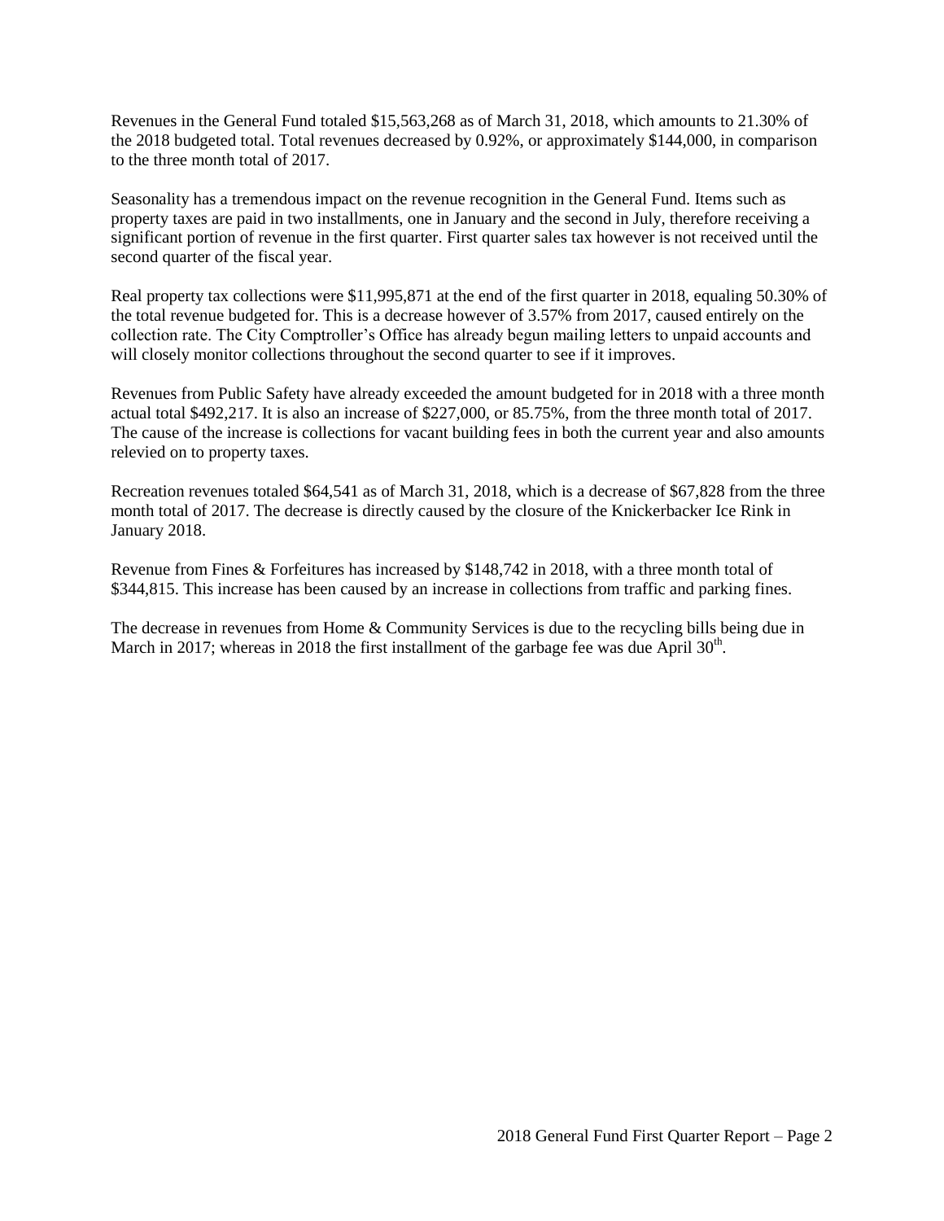Revenues in the General Fund totaled $15,563,268 as of March 31, 2018, which amounts to 21.30% of the 2018 budgeted total. Total revenues decreased by 0.92%, or approximately $144,000, in comparison to the three month total of 2017.

Seasonality has a tremendous impact on the revenue recognition in the General Fund. Items such as property taxes are paid in two installments, one in January and the second in July, therefore receiving a significant portion of revenue in the first quarter. First quarter sales tax however is not received until the second quarter of the fiscal year.

Real property tax collections were $11,995,871 at the end of the first quarter in 2018, equaling 50.30% of the total revenue budgeted for. This is a decrease however of 3.57% from 2017, caused entirely on the collection rate. The City Comptroller's Office has already begun mailing letters to unpaid accounts and will closely monitor collections throughout the second quarter to see if it improves.

Revenues from Public Safety have already exceeded the amount budgeted for in 2018 with a three month actual total $492,217. It is also an increase of $227,000, or 85.75%, from the three month total of 2017. The cause of the increase is collections for vacant building fees in both the current year and also amounts relevied on to property taxes.

Recreation revenues totaled $64,541 as of March 31, 2018, which is a decrease of $67,828 from the three month total of 2017. The decrease is directly caused by the closure of the Knickerbacker Ice Rink in January 2018.

Revenue from Fines & Forfeitures has increased by $148,742 in 2018, with a three month total of $344,815. This increase has been caused by an increase in collections from traffic and parking fines.

The decrease in revenues from Home & Community Services is due to the recycling bills being due in March in 2017; whereas in 2018 the first installment of the garbage fee was due April 30th.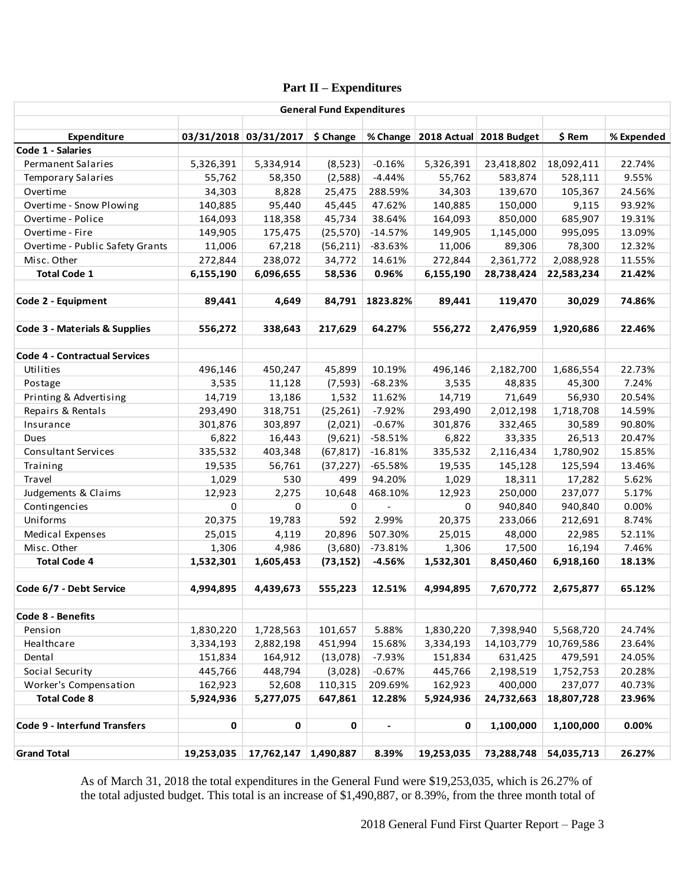## Part II – Expenditures

| General Fund Expenditures | | | | | | | | |
|---|---|---|---|---|---|---|---|---|
| **Expenditure** | **03/31/2018** | **03/31/2017** | **$ Change** | **% Change** | **2018 Actual** | **2018 Budget** | **$ Rem** | **% Expended** |
| **Code 1 - Salaries** | | | | | | | | |
| Permanent Salaries | 5,326,391 | 5,334,914 | (8,523) | -0.16% | 5,326,391 | 23,418,802 | 18,092,411 | 22.74% |
| Temporary Salaries | 55,762 | 58,350 | (2,588) | -4.44% | 55,762 | 583,874 | 528,111 | 9.55% |
| Overtime | 34,303 | 8,828 | 25,475 | 288.59% | 34,303 | 139,670 | 105,367 | 24.56% |
| Overtime - Snow Plowing | 140,885 | 95,440 | 45,445 | 47.62% | 140,885 | 150,000 | 9,115 | 93.92% |
| Overtime - Police | 164,093 | 118,358 | 45,734 | 38.64% | 164,093 | 850,000 | 685,907 | 19.31% |
| Overtime - Fire | 149,905 | 175,475 | (25,570) | -14.57% | 149,905 | 1,145,000 | 995,095 | 13.09% |
| Overtime - Public Safety Grants | 11,006 | 67,218 | (56,211) | -83.63% | 11,006 | 89,306 | 78,300 | 12.32% |
| Misc. Other | 272,844 | 238,072 | 34,772 | 14.61% | 272,844 | 2,361,772 | 2,088,928 | 11.55% |
| **Total Code 1** | **6,155,190** | **6,096,655** | **58,536** | **0.96%** | **6,155,190** | **28,738,424** | **22,583,234** | **21.42%** |
| | | | | | | | | |
| **Code 2 - Equipment** | **89,441** | **4,649** | **84,791** | **1823.82%** | **89,441** | **119,470** | **30,029** | **74.86%** |
| | | | | | | | | |
| **Code 3 - Materials & Supplies** | **556,272** | **338,643** | **217,629** | **64.27%** | **556,272** | **2,476,959** | **1,920,686** | **22.46%** |
| | | | | | | | | |
| **Code 4 - Contractual Services** | | | | | | | | |
| Utilities | 496,146 | 450,247 | 45,899 | 10.19% | 496,146 | 2,182,700 | 1,686,554 | 22.73% |
| Postage | 3,535 | 11,128 | (7,593) | -68.23% | 3,535 | 48,835 | 45,300 | 7.24% |
| Printing & Advertising | 14,719 | 13,186 | 1,532 | 11.62% | 14,719 | 71,649 | 56,930 | 20.54% |
| Repairs & Rentals | 293,490 | 318,751 | (25,261) | -7.92% | 293,490 | 2,012,198 | 1,718,708 | 14.59% |
| Insurance | 301,876 | 303,897 | (2,021) | -0.67% | 301,876 | 332,465 | 30,589 | 90.80% |
| Dues | 6,822 | 16,443 | (9,621) | -58.51% | 6,822 | 33,335 | 26,513 | 20.47% |
| Consultant Services | 335,532 | 403,348 | (67,817) | -16.81% | 335,532 | 2,116,434 | 1,780,902 | 15.85% |
| Training | 19,535 | 56,761 | (37,227) | -65.58% | 19,535 | 145,128 | 125,594 | 13.46% |
| Travel | 1,029 | 530 | 499 | 94.20% | 1,029 | 18,311 | 17,282 | 5.62% |
| Judgements & Claims | 12,923 | 2,275 | 10,648 | 468.10% | 12,923 | 250,000 | 237,077 | 5.17% |
| Contingencies | 0 | 0 | 0 | - | 0 | 940,840 | 940,840 | 0.00% |
| Uniforms | 20,375 | 19,783 | 592 | 2.99% | 20,375 | 233,066 | 212,691 | 8.74% |
| Medical Expenses | 25,015 | 4,119 | 20,896 | 507.30% | 25,015 | 48,000 | 22,985 | 52.11% |
| Misc. Other | 1,306 | 4,986 | (3,680) | -73.81% | 1,306 | 17,500 | 16,194 | 7.46% |
| **Total Code 4** | **1,532,301** | **1,605,453** | **(73,152)** | **-4.56%** | **1,532,301** | **8,450,460** | **6,918,160** | **18.13%** |
| | | | | | | | | |
| **Code 6/7 - Debt Service** | **4,994,895** | **4,439,673** | **555,223** | **12.51%** | **4,994,895** | **7,670,772** | **2,675,877** | **65.12%** |
| | | | | | | | | |
| **Code 8 - Benefits** | | | | | | | | |
| Pension | 1,830,220 | 1,728,563 | 101,657 | 5.88% | 1,830,220 | 7,398,940 | 5,568,720 | 24.74% |
| Healthcare | 3,334,193 | 2,882,198 | 451,994 | 15.68% | 3,334,193 | 14,103,779 | 10,769,586 | 23.64% |
| Dental | 151,834 | 164,912 | (13,078) | -7.93% | 151,834 | 631,425 | 479,591 | 24.05% |
| Social Security | 445,766 | 448,794 | (3,028) | -0.67% | 445,766 | 2,198,519 | 1,752,753 | 20.28% |
| Worker's Compensation | 162,923 | 52,608 | 110,315 | 209.69% | 162,923 | 400,000 | 237,077 | 40.73% |
| **Total Code 8** | **5,924,936** | **5,277,075** | **647,861** | **12.28%** | **5,924,936** | **24,732,663** | **18,807,728** | **23.96%** |
| | | | | | | | | |
| **Code 9 - Interfund Transfers** | **0** | **0** | **0** | **-** | **0** | **1,100,000** | **1,100,000** | **0.00%** |
| | | | | | | | | |
| **Grand Total** | **19,253,035** | **17,762,147** | **1,490,887** | **8.39%** | **19,253,035** | **73,288,748** | **54,035,713** | **26.27%** |

As of March 31, 2018 the total expenditures in the General Fund were $19,253,035, which is 26.27% of the total adjusted budget. This total is an increase of $1,490,887, or 8.39%, from the three month total of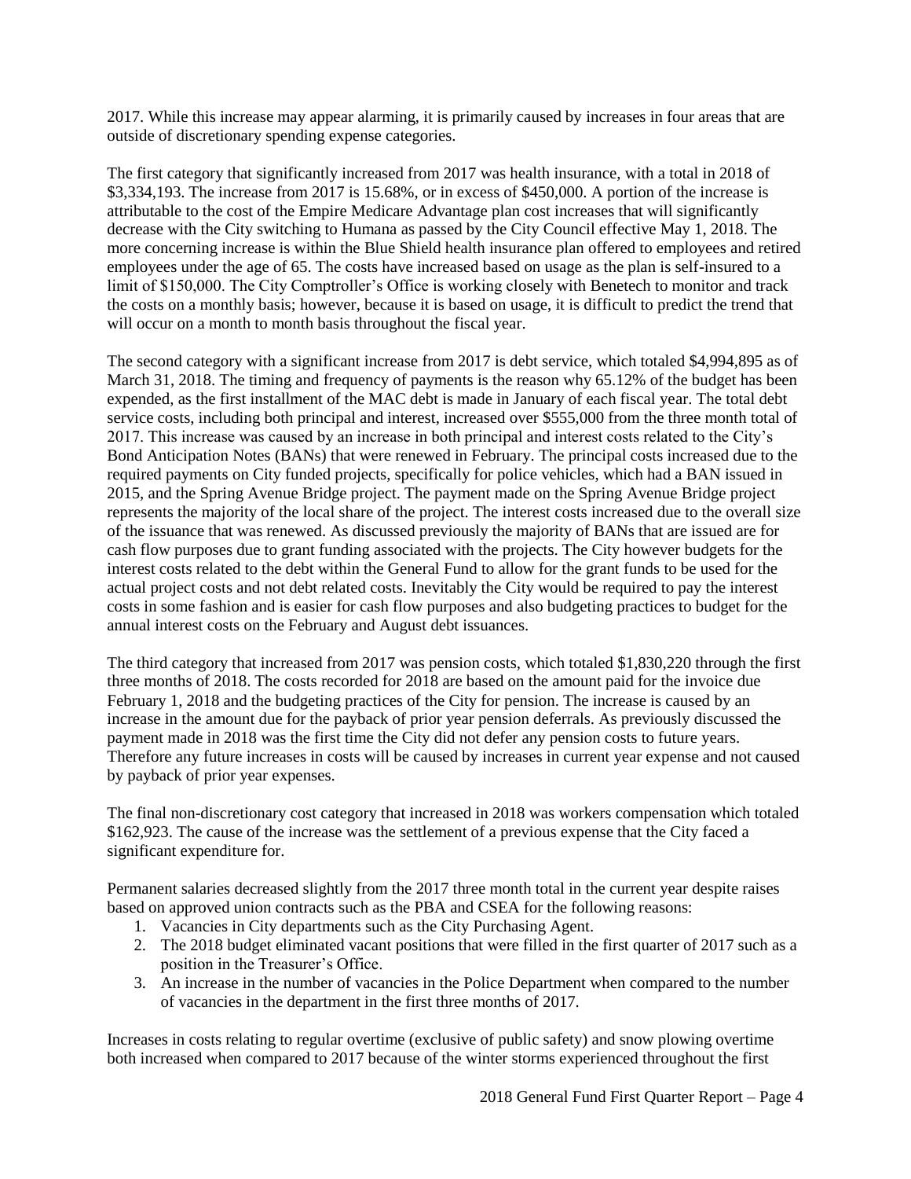2017. While this increase may appear alarming, it is primarily caused by increases in four areas that are outside of discretionary spending expense categories.

The first category that significantly increased from 2017 was health insurance, with a total in 2018 of $3,334,193. The increase from 2017 is 15.68%, or in excess of $450,000. A portion of the increase is attributable to the cost of the Empire Medicare Advantage plan cost increases that will significantly decrease with the City switching to Humana as passed by the City Council effective May 1, 2018. The more concerning increase is within the Blue Shield health insurance plan offered to employees and retired employees under the age of 65. The costs have increased based on usage as the plan is self-insured to a limit of $150,000. The City Comptroller's Office is working closely with Benetech to monitor and track the costs on a monthly basis; however, because it is based on usage, it is difficult to predict the trend that will occur on a month to month basis throughout the fiscal year.

The second category with a significant increase from 2017 is debt service, which totaled $4,994,895 as of March 31, 2018. The timing and frequency of payments is the reason why 65.12% of the budget has been expended, as the first installment of the MAC debt is made in January of each fiscal year. The total debt service costs, including both principal and interest, increased over $555,000 from the three month total of 2017. This increase was caused by an increase in both principal and interest costs related to the City's Bond Anticipation Notes (BANs) that were renewed in February. The principal costs increased due to the required payments on City funded projects, specifically for police vehicles, which had a BAN issued in 2015, and the Spring Avenue Bridge project. The payment made on the Spring Avenue Bridge project represents the majority of the local share of the project. The interest costs increased due to the overall size of the issuance that was renewed. As discussed previously the majority of BANs that are issued are for cash flow purposes due to grant funding associated with the projects. The City however budgets for the interest costs related to the debt within the General Fund to allow for the grant funds to be used for the actual project costs and not debt related costs. Inevitably the City would be required to pay the interest costs in some fashion and is easier for cash flow purposes and also budgeting practices to budget for the annual interest costs on the February and August debt issuances.

The third category that increased from 2017 was pension costs, which totaled $1,830,220 through the first three months of 2018. The costs recorded for 2018 are based on the amount paid for the invoice due February 1, 2018 and the budgeting practices of the City for pension. The increase is caused by an increase in the amount due for the payback of prior year pension deferrals. As previously discussed the payment made in 2018 was the first time the City did not defer any pension costs to future years. Therefore any future increases in costs will be caused by increases in current year expense and not caused by payback of prior year expenses.

The final non-discretionary cost category that increased in 2018 was workers compensation which totaled $162,923. The cause of the increase was the settlement of a previous expense that the City faced a significant expenditure for.

Permanent salaries decreased slightly from the 2017 three month total in the current year despite raises based on approved union contracts such as the PBA and CSEA for the following reasons:

1. Vacancies in City departments such as the City Purchasing Agent.
2. The 2018 budget eliminated vacant positions that were filled in the first quarter of 2017 such as a position in the Treasurer's Office.
3. An increase in the number of vacancies in the Police Department when compared to the number of vacancies in the department in the first three months of 2017.

Increases in costs relating to regular overtime (exclusive of public safety) and snow plowing overtime both increased when compared to 2017 because of the winter storms experienced throughout the first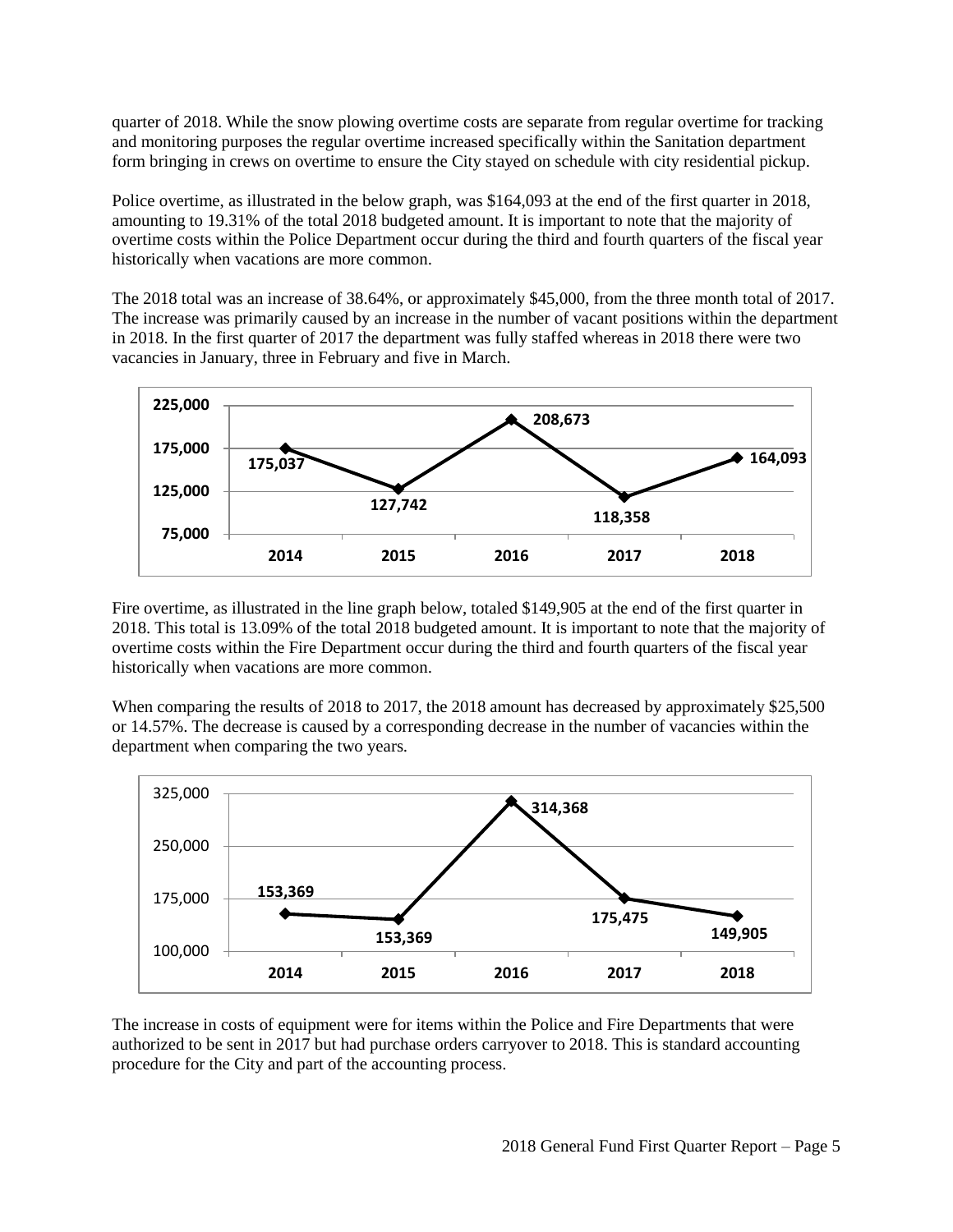quarter of 2018. While the snow plowing overtime costs are separate from regular overtime for tracking and monitoring purposes the regular overtime increased specifically within the Sanitation department form bringing in crews on overtime to ensure the City stayed on schedule with city residential pickup.

Police overtime, as illustrated in the below graph, was $164,093 at the end of the first quarter in 2018, amounting to 19.31% of the total 2018 budgeted amount. It is important to note that the majority of overtime costs within the Police Department occur during the third and fourth quarters of the fiscal year historically when vacations are more common.

The 2018 total was an increase of 38.64%, or approximately $45,000, from the three month total of 2017. The increase was primarily caused by an increase in the number of vacant positions within the department in 2018. In the first quarter of 2017 the department was fully staffed whereas in 2018 there were two vacancies in January, three in February and five in March.

| Year | Police Overtime |
| --- | --- |
| 2014 | 175,037 |
| 2015 | 127,742 |
| 2016 | 208,673 |
| 2017 | 118,358 |
| 2018 | 164,093 |

Fire overtime, as illustrated in the line graph below, totaled $149,905 at the end of the first quarter in 2018. This total is 13.09% of the total 2018 budgeted amount. It is important to note that the majority of overtime costs within the Fire Department occur during the third and fourth quarters of the fiscal year historically when vacations are more common.

When comparing the results of 2018 to 2017, the 2018 amount has decreased by approximately $25,500 or 14.57%. The decrease is caused by a corresponding decrease in the number of vacancies within the department when comparing the two years.

| Year | Fire Overtime |
| --- | --- |
| 2014 | 153,369 |
| 2015 | 153,369 |
| 2016 | 314,368 |
| 2017 | 175,475 |
| 2018 | 149,905 |

The increase in costs of equipment were for items within the Police and Fire Departments that were authorized to be sent in 2017 but had purchase orders carryover to 2018. This is standard accounting procedure for the City and part of the accounting process.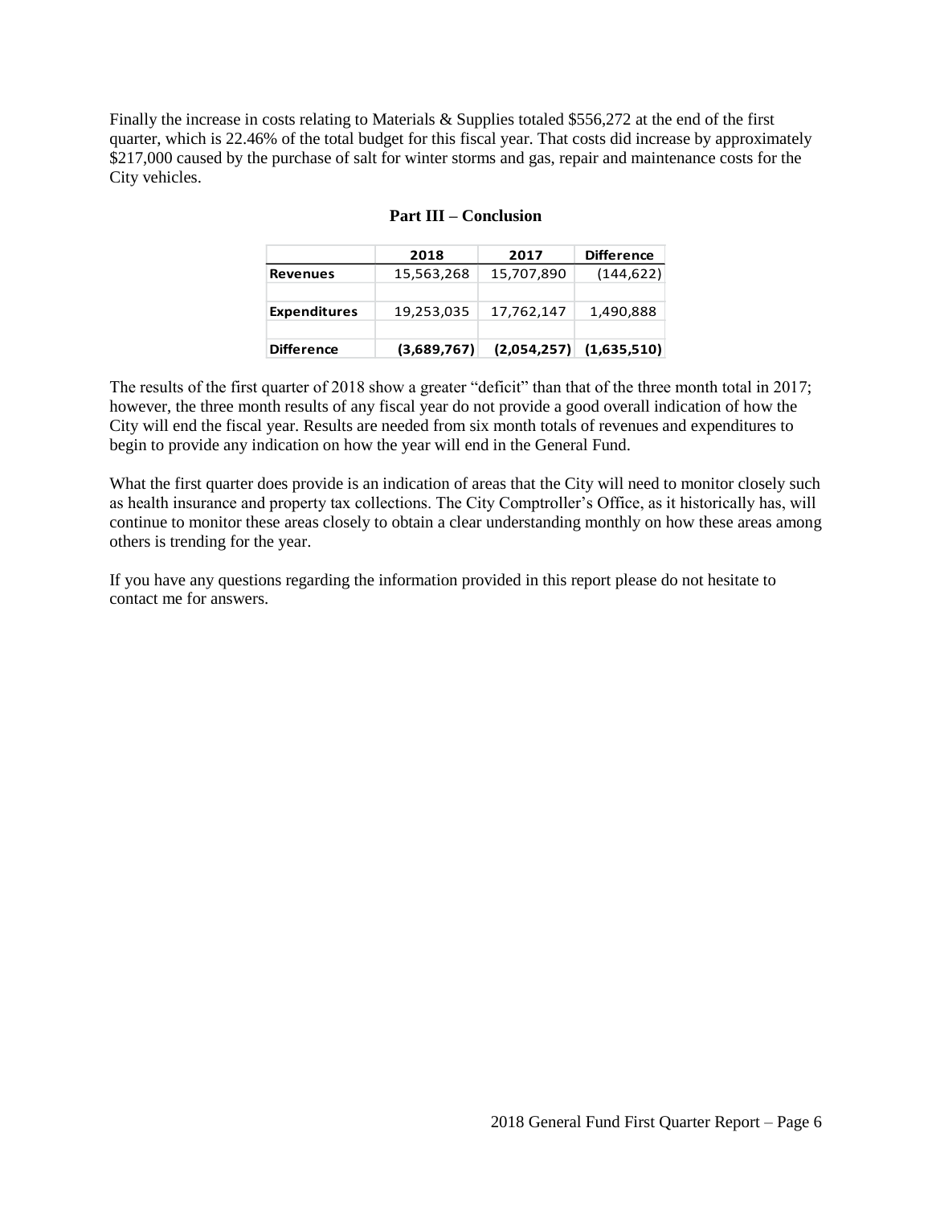Finally the increase in costs relating to Materials & Supplies totaled $556,272 at the end of the first quarter, which is 22.46% of the total budget for this fiscal year. That costs did increase by approximately $217,000 caused by the purchase of salt for winter storms and gas, repair and maintenance costs for the City vehicles.

## Part III – Conclusion

| | 2018 | 2017 | Difference |
|---|---|---|---|
| **Revenues** | 15,563,268 | 15,707,890 | (144,622) |
| | | | |
| **Expenditures** | 19,253,035 | 17,762,147 | 1,490,888 |
| | | | |
| **Difference** | **(3,689,767)** | **(2,054,257)** | **(1,635,510)** |

The results of the first quarter of 2018 show a greater "deficit" than that of the three month total in 2017; however, the three month results of any fiscal year do not provide a good overall indication of how the City will end the fiscal year. Results are needed from six month totals of revenues and expenditures to begin to provide any indication on how the year will end in the General Fund.

What the first quarter does provide is an indication of areas that the City will need to monitor closely such as health insurance and property tax collections. The City Comptroller's Office, as it historically has, will continue to monitor these areas closely to obtain a clear understanding monthly on how these areas among others is trending for the year.

If you have any questions regarding the information provided in this report please do not hesitate to contact me for answers.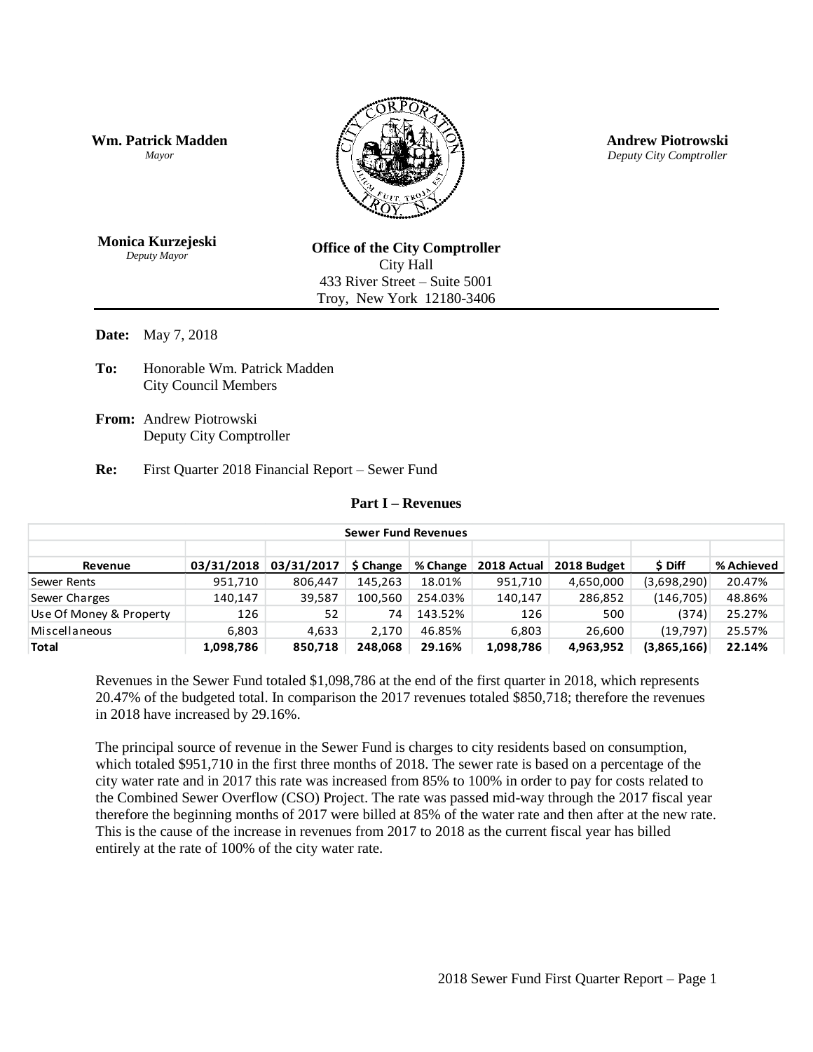**Wm. Patrick Madden**
*Mayor*

**Andrew Piotrowski**
*Deputy City Comptroller*

**Monica Kurzejeski**
*Deputy Mayor*

**Office of the City Comptroller**
City Hall
433 River Street – Suite 5001
Troy, New York 12180-3406

**Date:** May 7, 2018

**To:** Honorable Wm. Patrick Madden
City Council Members

**From:** Andrew Piotrowski
Deputy City Comptroller

**Re:** First Quarter 2018 Financial Report – Sewer Fund

## Part I – Revenues

| Sewer Fund Revenues | | | | | | | | |
|---|---|---|---|---|---|---|---|---|
| **Revenue** | **03/31/2018** | **03/31/2017** | **$ Change** | **% Change** | **2018 Actual** | **2018 Budget** | **$ Diff** | **% Achieved** |
| Sewer Rents | 951,710 | 806,447 | 145,263 | 18.01% | 951,710 | 4,650,000 | (3,698,290) | 20.47% |
| Sewer Charges | 140,147 | 39,587 | 100,560 | 254.03% | 140,147 | 286,852 | (146,705) | 48.86% |
| Use Of Money & Property | 126 | 52 | 74 | 143.52% | 126 | 500 | (374) | 25.27% |
| Miscellaneous | 6,803 | 4,633 | 2,170 | 46.85% | 6,803 | 26,600 | (19,797) | 25.57% |
| **Total** | **1,098,786** | **850,718** | **248,068** | **29.16%** | **1,098,786** | **4,963,952** | **(3,865,166)** | **22.14%** |

Revenues in the Sewer Fund totaled $1,098,786 at the end of the first quarter in 2018, which represents 20.47% of the budgeted total. In comparison the 2017 revenues totaled $850,718; therefore the revenues in 2018 have increased by 29.16%.

The principal source of revenue in the Sewer Fund is charges to city residents based on consumption, which totaled $951,710 in the first three months of 2018. The sewer rate is based on a percentage of the city water rate and in 2017 this rate was increased from 85% to 100% in order to pay for costs related to the Combined Sewer Overflow (CSO) Project. The rate was passed mid-way through the 2017 fiscal year therefore the beginning months of 2017 were billed at 85% of the water rate and then after at the new rate. This is the cause of the increase in revenues from 2017 to 2018 as the current fiscal year has billed entirely at the rate of 100% of the city water rate.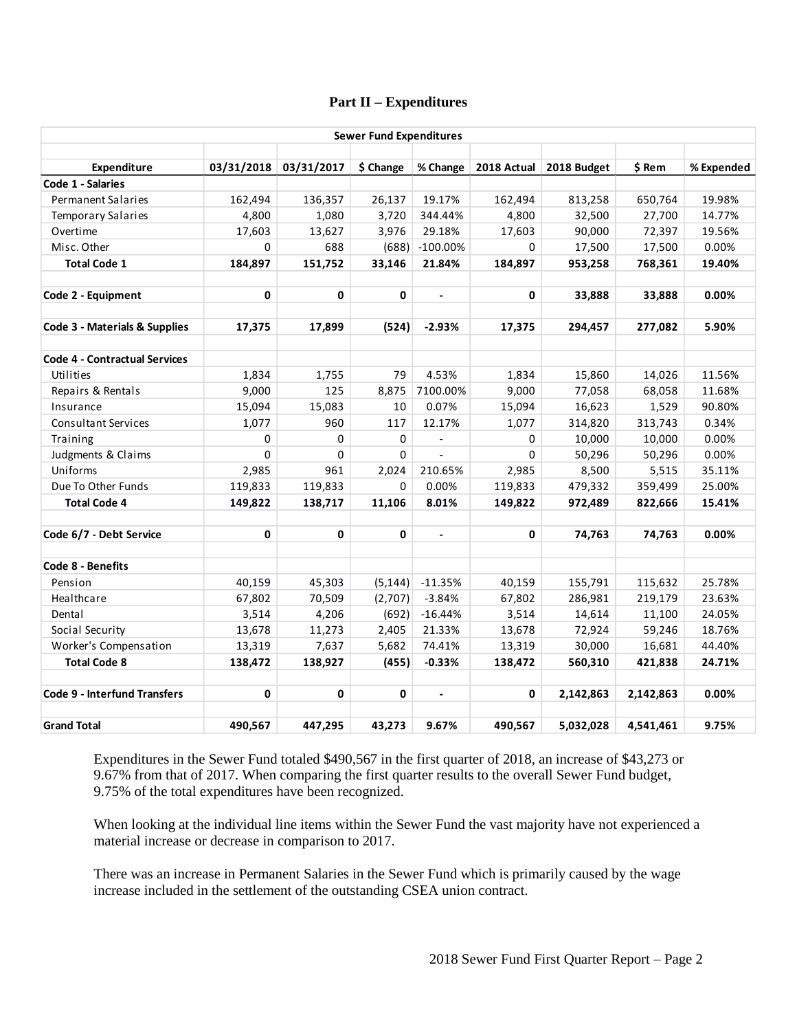## Part II – Expenditures

| Sewer Fund Expenditures | | | | | | | | |
|---|---|---|---|---|---|---|---|---|
| **Expenditure** | **03/31/2018** | **03/31/2017** | **$ Change** | **% Change** | **2018 Actual** | **2018 Budget** | **$ Rem** | **% Expended** |
| **Code 1 - Salaries** | | | | | | | | |
| Permanent Salaries | 162,494 | 136,357 | 26,137 | 19.17% | 162,494 | 813,258 | 650,764 | 19.98% |
| Temporary Salaries | 4,800 | 1,080 | 3,720 | 344.44% | 4,800 | 32,500 | 27,700 | 14.77% |
| Overtime | 17,603 | 13,627 | 3,976 | 29.18% | 17,603 | 90,000 | 72,397 | 19.56% |
| Misc. Other | 0 | 688 | (688) | -100.00% | 0 | 17,500 | 17,500 | 0.00% |
| **Total Code 1** | **184,897** | **151,752** | **33,146** | **21.84%** | **184,897** | **953,258** | **768,361** | **19.40%** |
| | | | | | | | | |
| **Code 2 - Equipment** | **0** | **0** | **0** | **-** | **0** | **33,888** | **33,888** | **0.00%** |
| | | | | | | | | |
| **Code 3 - Materials & Supplies** | **17,375** | **17,899** | **(524)** | **-2.93%** | **17,375** | **294,457** | **277,082** | **5.90%** |
| | | | | | | | | |
| **Code 4 - Contractual Services** | | | | | | | | |
| Utilities | 1,834 | 1,755 | 79 | 4.53% | 1,834 | 15,860 | 14,026 | 11.56% |
| Repairs & Rentals | 9,000 | 125 | 8,875 | 7100.00% | 9,000 | 77,058 | 68,058 | 11.68% |
| Insurance | 15,094 | 15,083 | 10 | 0.07% | 15,094 | 16,623 | 1,529 | 90.80% |
| Consultant Services | 1,077 | 960 | 117 | 12.17% | 1,077 | 314,820 | 313,743 | 0.34% |
| Training | 0 | 0 | 0 | - | 0 | 10,000 | 10,000 | 0.00% |
| Judgments & Claims | 0 | 0 | 0 | - | 0 | 50,296 | 50,296 | 0.00% |
| Uniforms | 2,985 | 961 | 2,024 | 210.65% | 2,985 | 8,500 | 5,515 | 35.11% |
| Due To Other Funds | 119,833 | 119,833 | 0 | 0.00% | 119,833 | 479,332 | 359,499 | 25.00% |
| **Total Code 4** | **149,822** | **138,717** | **11,106** | **8.01%** | **149,822** | **972,489** | **822,666** | **15.41%** |
| | | | | | | | | |
| **Code 6/7 - Debt Service** | **0** | **0** | **0** | **-** | **0** | **74,763** | **74,763** | **0.00%** |
| | | | | | | | | |
| **Code 8 - Benefits** | | | | | | | | |
| Pension | 40,159 | 45,303 | (5,144) | -11.35% | 40,159 | 155,791 | 115,632 | 25.78% |
| Healthcare | 67,802 | 70,509 | (2,707) | -3.84% | 67,802 | 286,981 | 219,179 | 23.63% |
| Dental | 3,514 | 4,206 | (692) | -16.44% | 3,514 | 14,614 | 11,100 | 24.05% |
| Social Security | 13,678 | 11,273 | 2,405 | 21.33% | 13,678 | 72,924 | 59,246 | 18.76% |
| Worker's Compensation | 13,319 | 7,637 | 5,682 | 74.41% | 13,319 | 30,000 | 16,681 | 44.40% |
| **Total Code 8** | **138,472** | **138,927** | **(455)** | **-0.33%** | **138,472** | **560,310** | **421,838** | **24.71%** |
| | | | | | | | | |
| **Code 9 - Interfund Transfers** | **0** | **0** | **0** | **-** | **0** | **2,142,863** | **2,142,863** | **0.00%** |
| | | | | | | | | |
| **Grand Total** | **490,567** | **447,295** | **43,273** | **9.67%** | **490,567** | **5,032,028** | **4,541,461** | **9.75%** |

Expenditures in the Sewer Fund totaled $490,567 in the first quarter of 2018, an increase of $43,273 or 9.67% from that of 2017. When comparing the first quarter results to the overall Sewer Fund budget, 9.75% of the total expenditures have been recognized.

When looking at the individual line items within the Sewer Fund the vast majority have not experienced a material increase or decrease in comparison to 2017.

There was an increase in Permanent Salaries in the Sewer Fund which is primarily caused by the wage increase included in the settlement of the outstanding CSEA union contract.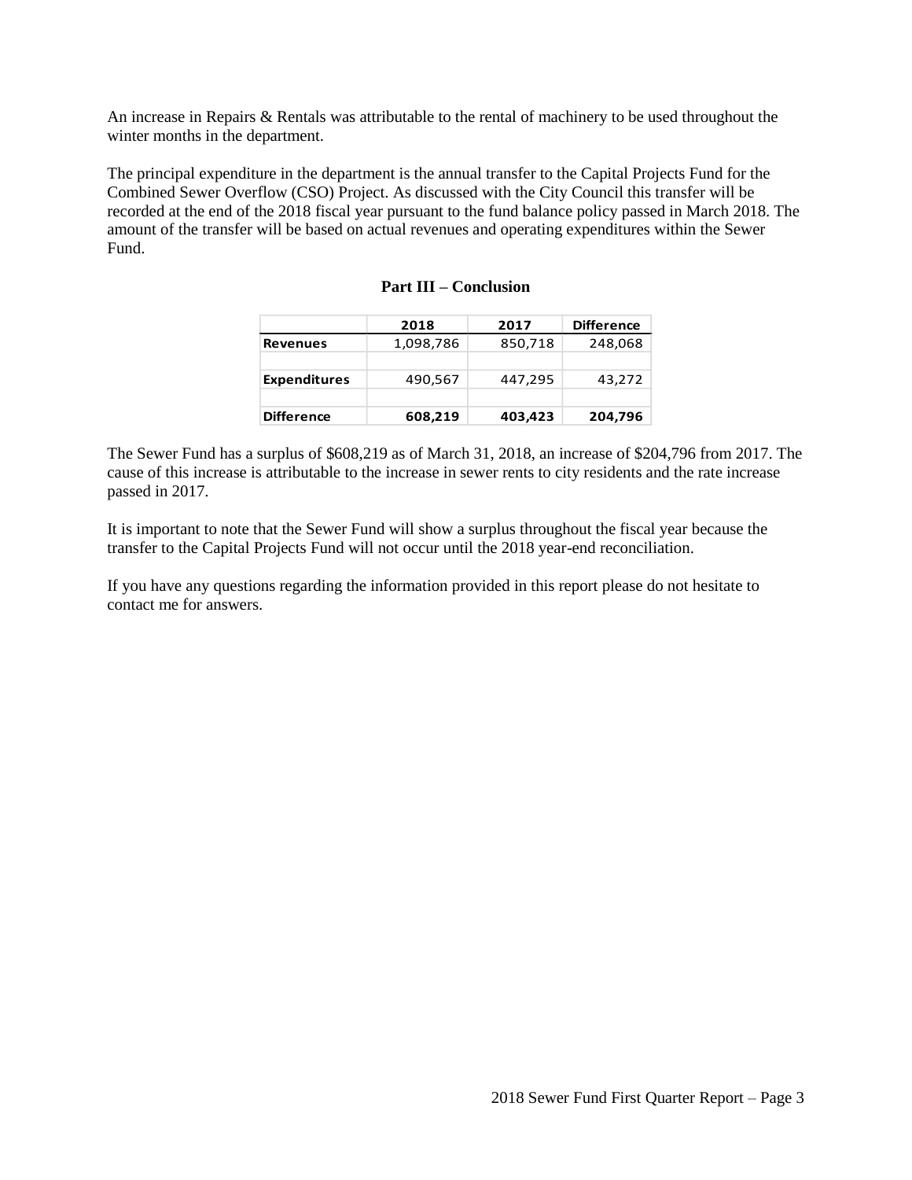An increase in Repairs & Rentals was attributable to the rental of machinery to be used throughout the winter months in the department.

The principal expenditure in the department is the annual transfer to the Capital Projects Fund for the Combined Sewer Overflow (CSO) Project. As discussed with the City Council this transfer will be recorded at the end of the 2018 fiscal year pursuant to the fund balance policy passed in March 2018. The amount of the transfer will be based on actual revenues and operating expenditures within the Sewer Fund.

## Part III – Conclusion

| | 2018 | 2017 | Difference |
|---|---|---|---|
| **Revenues** | 1,098,786 | 850,718 | 248,068 |
| | | | |
| **Expenditures** | 490,567 | 447,295 | 43,272 |
| | | | |
| **Difference** | **608,219** | **403,423** | **204,796** |

The Sewer Fund has a surplus of $608,219 as of March 31, 2018, an increase of $204,796 from 2017. The cause of this increase is attributable to the increase in sewer rents to city residents and the rate increase passed in 2017.

It is important to note that the Sewer Fund will show a surplus throughout the fiscal year because the transfer to the Capital Projects Fund will not occur until the 2018 year-end reconciliation.

If you have any questions regarding the information provided in this report please do not hesitate to contact me for answers.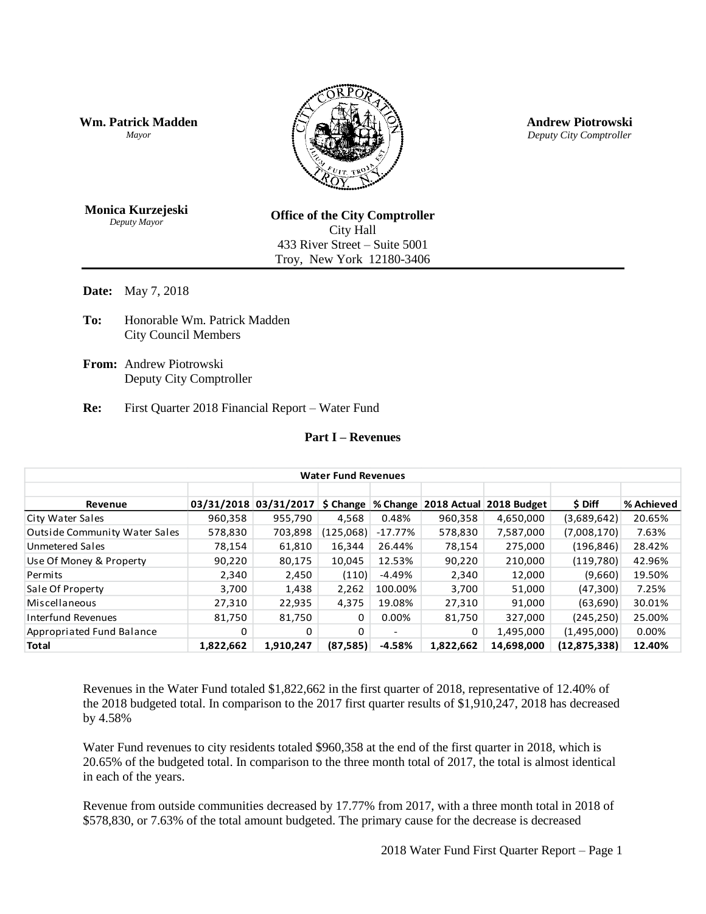**Wm. Patrick Madden**
*Mayor*

**Andrew Piotrowski**
*Deputy City Comptroller*

**Monica Kurzejeski**
*Deputy Mayor*

**Office of the City Comptroller**
City Hall
433 River Street – Suite 5001
Troy, New York 12180-3406

**Date:** May 7, 2018

**To:** Honorable Wm. Patrick Madden
City Council Members

**From:** Andrew Piotrowski
Deputy City Comptroller

**Re:** First Quarter 2018 Financial Report – Water Fund

## Part I – Revenues

| Water Fund Revenues | | | | | | | | |
|---|---|---|---|---|---|---|---|---|
| **Revenue** | **03/31/2018** | **03/31/2017** | **$ Change** | **% Change** | **2018 Actual** | **2018 Budget** | **$ Diff** | **% Achieved** |
| City Water Sales | 960,358 | 955,790 | 4,568 | 0.48% | 960,358 | 4,650,000 | (3,689,642) | 20.65% |
| Outside Community Water Sales | 578,830 | 703,898 | (125,068) | -17.77% | 578,830 | 7,587,000 | (7,008,170) | 7.63% |
| Unmetered Sales | 78,154 | 61,810 | 16,344 | 26.44% | 78,154 | 275,000 | (196,846) | 28.42% |
| Use Of Money & Property | 90,220 | 80,175 | 10,045 | 12.53% | 90,220 | 210,000 | (119,780) | 42.96% |
| Permits | 2,340 | 2,450 | (110) | -4.49% | 2,340 | 12,000 | (9,660) | 19.50% |
| Sale Of Property | 3,700 | 1,438 | 2,262 | 100.00% | 3,700 | 51,000 | (47,300) | 7.25% |
| Miscellaneous | 27,310 | 22,935 | 4,375 | 19.08% | 27,310 | 91,000 | (63,690) | 30.01% |
| Interfund Revenues | 81,750 | 81,750 | 0 | 0.00% | 81,750 | 327,000 | (245,250) | 25.00% |
| Appropriated Fund Balance | 0 | 0 | 0 | - | 0 | 1,495,000 | (1,495,000) | 0.00% |
| **Total** | **1,822,662** | **1,910,247** | **(87,585)** | **-4.58%** | **1,822,662** | **14,698,000** | **(12,875,338)** | **12.40%** |

Revenues in the Water Fund totaled $1,822,662 in the first quarter of 2018, representative of 12.40% of the 2018 budgeted total. In comparison to the 2017 first quarter results of $1,910,247, 2018 has decreased by 4.58%

Water Fund revenues to city residents totaled $960,358 at the end of the first quarter in 2018, which is 20.65% of the budgeted total. In comparison to the three month total of 2017, the total is almost identical in each of the years.

Revenue from outside communities decreased by 17.77% from 2017, with a three month total in 2018 of $578,830, or 7.63% of the total amount budgeted. The primary cause for the decrease is decreased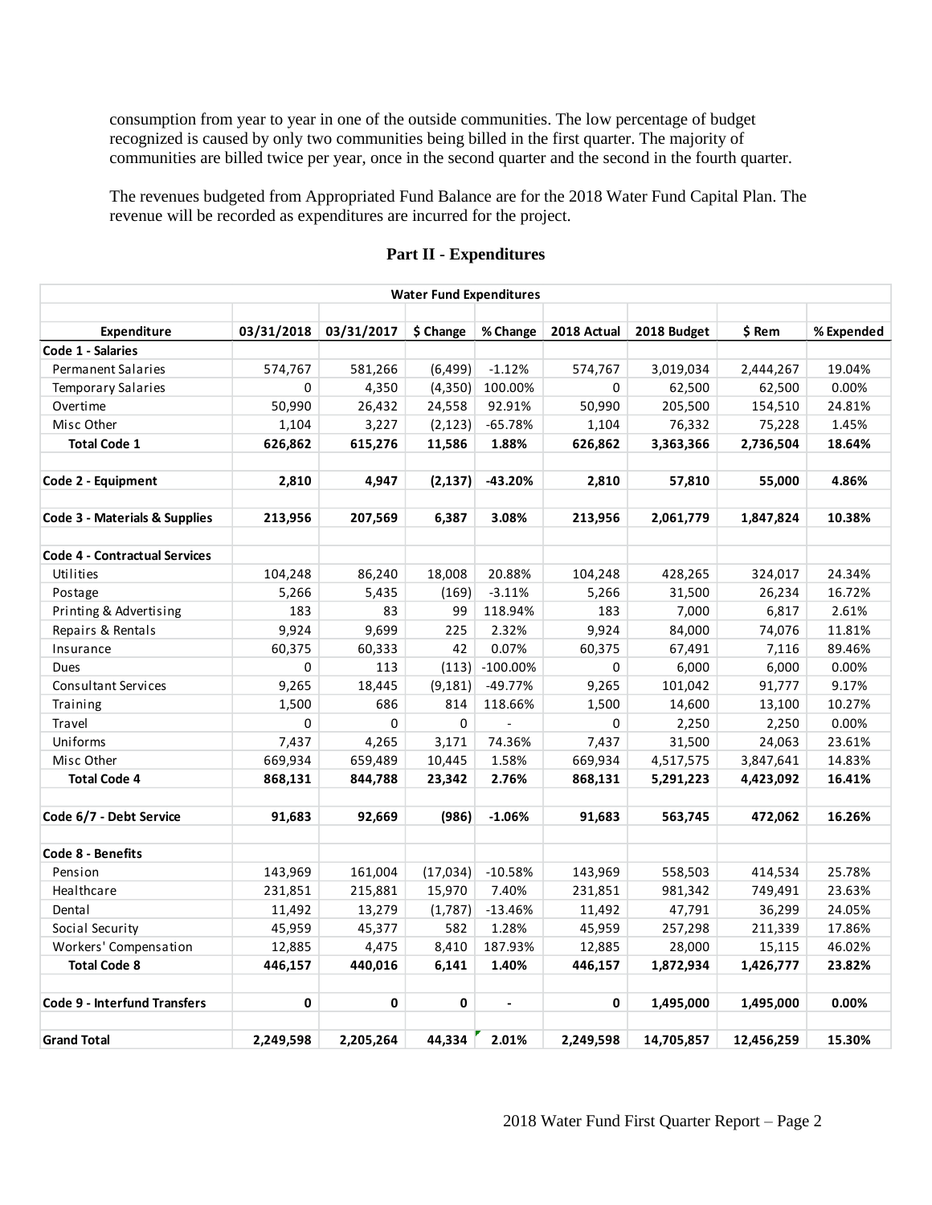consumption from year to year in one of the outside communities. The low percentage of budget recognized is caused by only two communities being billed in the first quarter. The majority of communities are billed twice per year, once in the second quarter and the second in the fourth quarter.

The revenues budgeted from Appropriated Fund Balance are for the 2018 Water Fund Capital Plan. The revenue will be recorded as expenditures are incurred for the project.

## Part II - Expenditures

| Water Fund Expenditures | | | | | | | | |
|---|---|---|---|---|---|---|---|---|
| **Expenditure** | **03/31/2018** | **03/31/2017** | **$ Change** | **% Change** | **2018 Actual** | **2018 Budget** | **$ Rem** | **% Expended** |
| **Code 1 - Salaries** | | | | | | | | |
| Permanent Salaries | 574,767 | 581,266 | (6,499) | -1.12% | 574,767 | 3,019,034 | 2,444,267 | 19.04% |
| Temporary Salaries | 0 | 4,350 | (4,350) | 100.00% | 0 | 62,500 | 62,500 | 0.00% |
| Overtime | 50,990 | 26,432 | 24,558 | 92.91% | 50,990 | 205,500 | 154,510 | 24.81% |
| Misc Other | 1,104 | 3,227 | (2,123) | -65.78% | 1,104 | 76,332 | 75,228 | 1.45% |
| **Total Code 1** | **626,862** | **615,276** | **11,586** | **1.88%** | **626,862** | **3,363,366** | **2,736,504** | **18.64%** |
| | | | | | | | | |
| **Code 2 - Equipment** | **2,810** | **4,947** | **(2,137)** | **-43.20%** | **2,810** | **57,810** | **55,000** | **4.86%** |
| | | | | | | | | |
| **Code 3 - Materials & Supplies** | **213,956** | **207,569** | **6,387** | **3.08%** | **213,956** | **2,061,779** | **1,847,824** | **10.38%** |
| | | | | | | | | |
| **Code 4 - Contractual Services** | | | | | | | | |
| Utilities | 104,248 | 86,240 | 18,008 | 20.88% | 104,248 | 428,265 | 324,017 | 24.34% |
| Postage | 5,266 | 5,435 | (169) | -3.11% | 5,266 | 31,500 | 26,234 | 16.72% |
| Printing & Advertising | 183 | 83 | 99 | 118.94% | 183 | 7,000 | 6,817 | 2.61% |
| Repairs & Rentals | 9,924 | 9,699 | 225 | 2.32% | 9,924 | 84,000 | 74,076 | 11.81% |
| Insurance | 60,375 | 60,333 | 42 | 0.07% | 60,375 | 67,491 | 7,116 | 89.46% |
| Dues | 0 | 113 | (113) | -100.00% | 0 | 6,000 | 6,000 | 0.00% |
| Consultant Services | 9,265 | 18,445 | (9,181) | -49.77% | 9,265 | 101,042 | 91,777 | 9.17% |
| Training | 1,500 | 686 | 814 | 118.66% | 1,500 | 14,600 | 13,100 | 10.27% |
| Travel | 0 | 0 | 0 | - | 0 | 2,250 | 2,250 | 0.00% |
| Uniforms | 7,437 | 4,265 | 3,171 | 74.36% | 7,437 | 31,500 | 24,063 | 23.61% |
| Misc Other | 669,934 | 659,489 | 10,445 | 1.58% | 669,934 | 4,517,575 | 3,847,641 | 14.83% |
| **Total Code 4** | **868,131** | **844,788** | **23,342** | **2.76%** | **868,131** | **5,291,223** | **4,423,092** | **16.41%** |
| | | | | | | | | |
| **Code 6/7 - Debt Service** | **91,683** | **92,669** | **(986)** | **-1.06%** | **91,683** | **563,745** | **472,062** | **16.26%** |
| | | | | | | | | |
| **Code 8 - Benefits** | | | | | | | | |
| Pension | 143,969 | 161,004 | (17,034) | -10.58% | 143,969 | 558,503 | 414,534 | 25.78% |
| Healthcare | 231,851 | 215,881 | 15,970 | 7.40% | 231,851 | 981,342 | 749,491 | 23.63% |
| Dental | 11,492 | 13,279 | (1,787) | -13.46% | 11,492 | 47,791 | 36,299 | 24.05% |
| Social Security | 45,959 | 45,377 | 582 | 1.28% | 45,959 | 257,298 | 211,339 | 17.86% |
| Workers' Compensation | 12,885 | 4,475 | 8,410 | 187.93% | 12,885 | 28,000 | 15,115 | 46.02% |
| **Total Code 8** | **446,157** | **440,016** | **6,141** | **1.40%** | **446,157** | **1,872,934** | **1,426,777** | **23.82%** |
| | | | | | | | | |
| **Code 9 - Interfund Transfers** | **0** | **0** | **0** | **-** | **0** | **1,495,000** | **1,495,000** | **0.00%** |
| | | | | | | | | |
| **Grand Total** | **2,249,598** | **2,205,264** | **44,334** | **2.01%** | **2,249,598** | **14,705,857** | **12,456,259** | **15.30%** |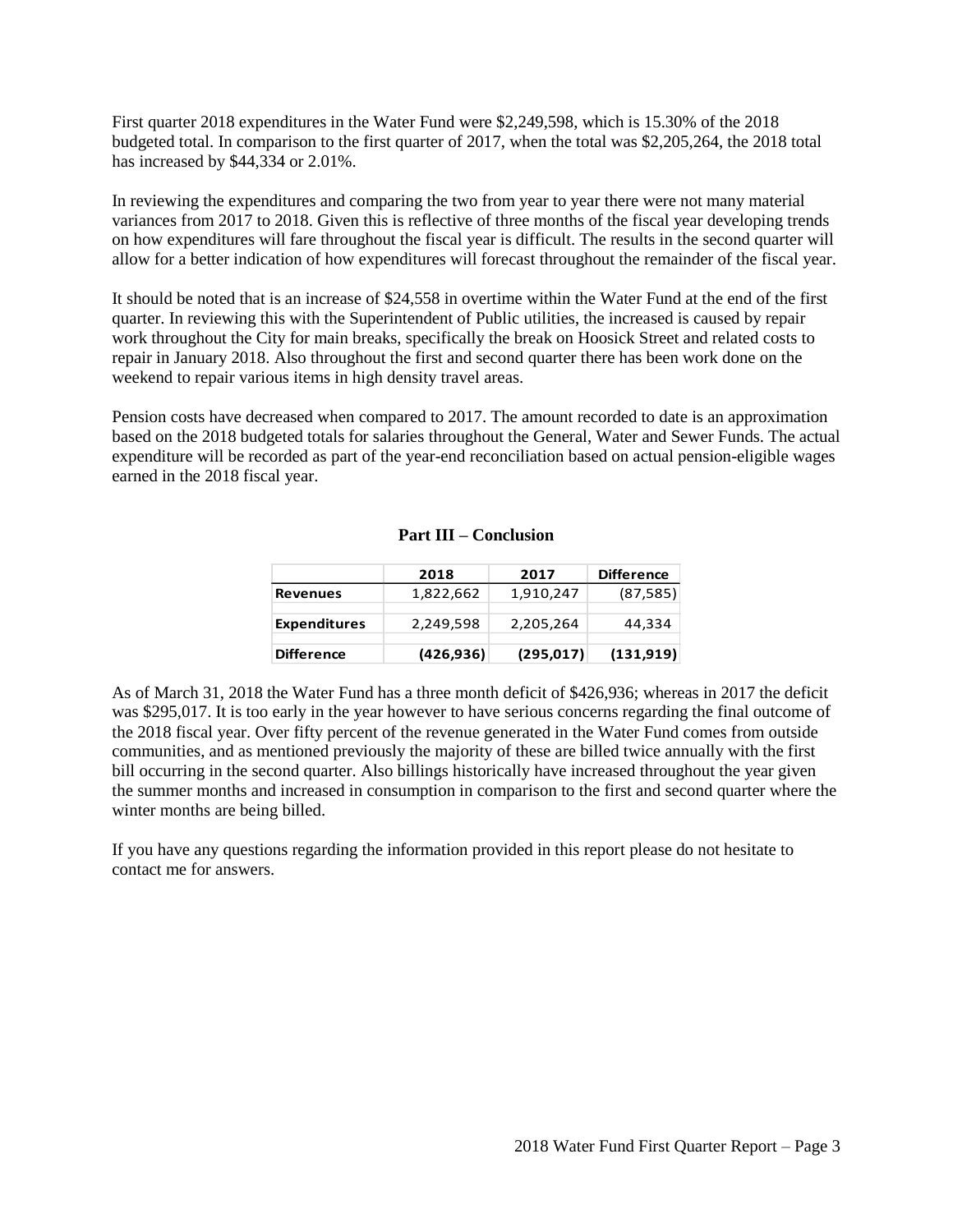First quarter 2018 expenditures in the Water Fund were $2,249,598, which is 15.30% of the 2018 budgeted total. In comparison to the first quarter of 2017, when the total was $2,205,264, the 2018 total has increased by $44,334 or 2.01%.

In reviewing the expenditures and comparing the two from year to year there were not many material variances from 2017 to 2018. Given this is reflective of three months of the fiscal year developing trends on how expenditures will fare throughout the fiscal year is difficult. The results in the second quarter will allow for a better indication of how expenditures will forecast throughout the remainder of the fiscal year.

It should be noted that is an increase of $24,558 in overtime within the Water Fund at the end of the first quarter. In reviewing this with the Superintendent of Public utilities, the increased is caused by repair work throughout the City for main breaks, specifically the break on Hoosick Street and related costs to repair in January 2018. Also throughout the first and second quarter there has been work done on the weekend to repair various items in high density travel areas.

Pension costs have decreased when compared to 2017. The amount recorded to date is an approximation based on the 2018 budgeted totals for salaries throughout the General, Water and Sewer Funds. The actual expenditure will be recorded as part of the year-end reconciliation based on actual pension-eligible wages earned in the 2018 fiscal year.

## Part III – Conclusion

| | 2018 | 2017 | Difference |
|---|---|---|---|
| **Revenues** | 1,822,662 | 1,910,247 | (87,585) |
| **Expenditures** | 2,249,598 | 2,205,264 | 44,334 |
| **Difference** | **(426,936)** | **(295,017)** | **(131,919)** |

As of March 31, 2018 the Water Fund has a three month deficit of $426,936; whereas in 2017 the deficit was $295,017. It is too early in the year however to have serious concerns regarding the final outcome of the 2018 fiscal year. Over fifty percent of the revenue generated in the Water Fund comes from outside communities, and as mentioned previously the majority of these are billed twice annually with the first bill occurring in the second quarter. Also billings historically have increased throughout the year given the summer months and increased in consumption in comparison to the first and second quarter where the winter months are being billed.

If you have any questions regarding the information provided in this report please do not hesitate to contact me for answers.